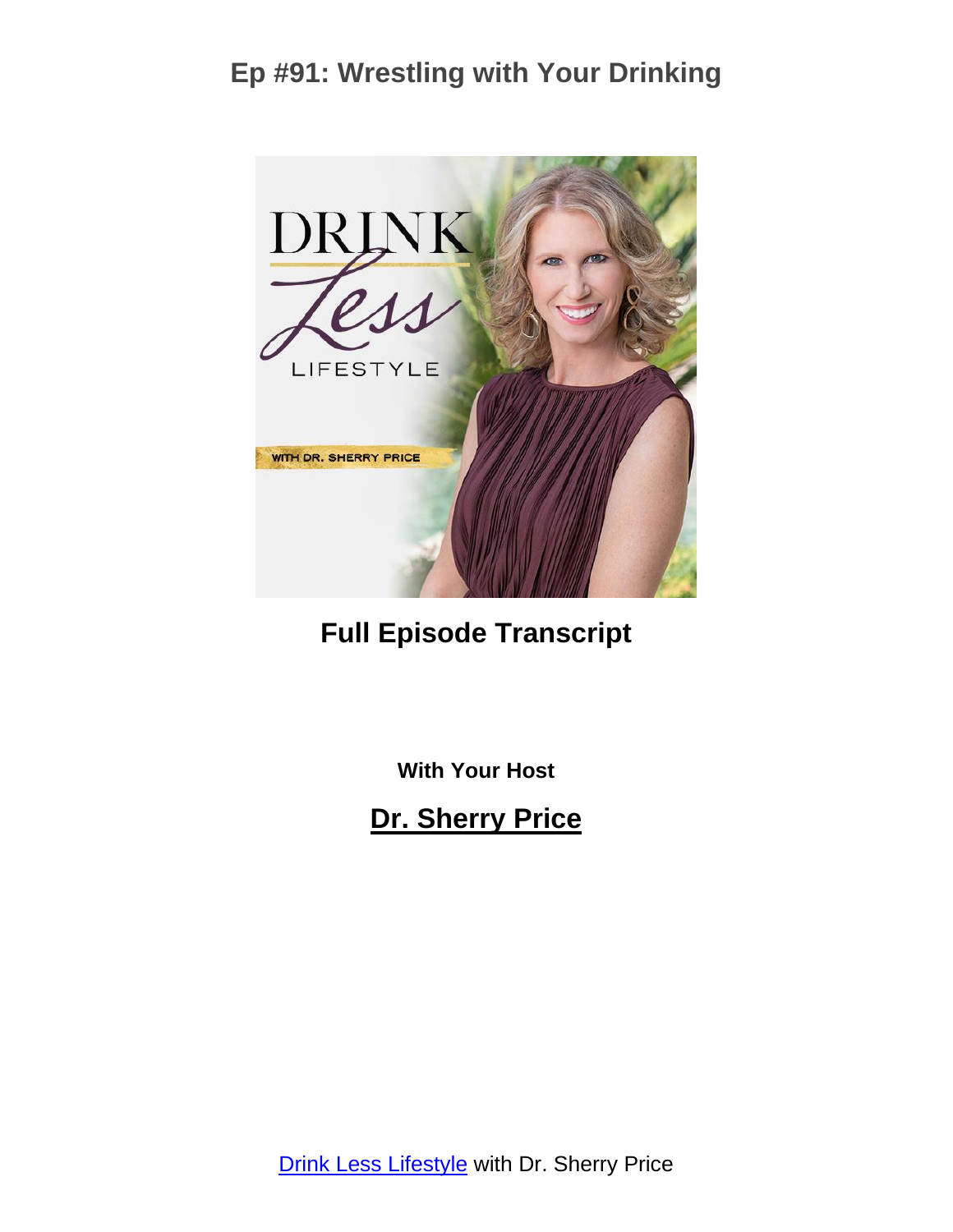# Ep #91: Wrestling with Your Drinking

**Full Episode Transcript**

**With Your Host**

**Dr. Sherry Price**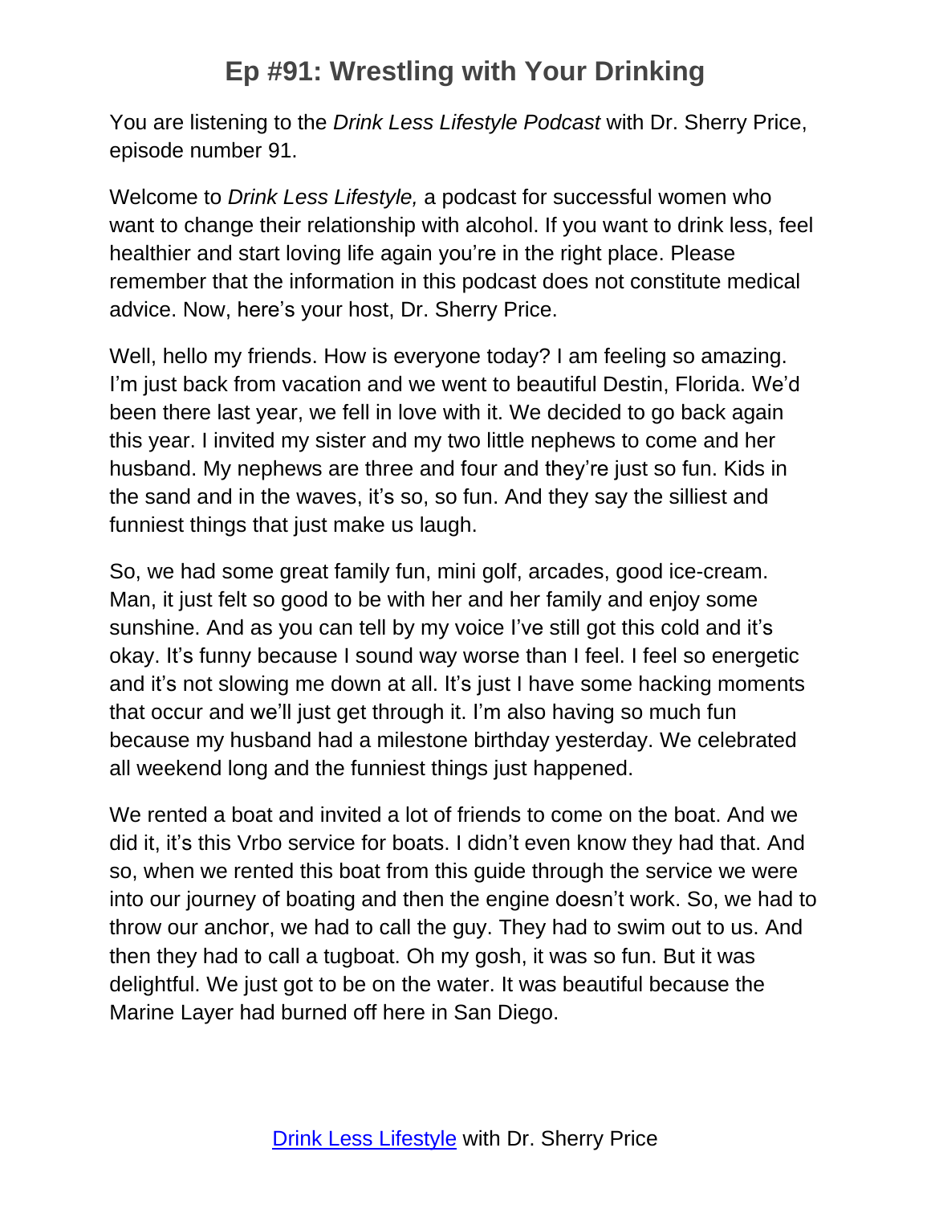# Ep #91: Wrestling with Your Drinking

You are listening to the *Drink Less Lifestyle Podcast* with Dr. Sherry Price, episode number 91.

Welcome to *Drink Less Lifestyle,* a podcast for successful women who want to change their relationship with alcohol. If you want to drink less, feel healthier and start loving life again you're in the right place. Please remember that the information in this podcast does not constitute medical advice. Now, here's your host, Dr. Sherry Price.

Well, hello my friends. How is everyone today? I am feeling so amazing. I'm just back from vacation and we went to beautiful Destin, Florida. We'd been there last year, we fell in love with it. We decided to go back again this year. I invited my sister and my two little nephews to come and her husband. My nephews are three and four and they're just so fun. Kids in the sand and in the waves, it's so, so fun. And they say the silliest and funniest things that just make us laugh.

So, we had some great family fun, mini golf, arcades, good ice-cream. Man, it just felt so good to be with her and her family and enjoy some sunshine. And as you can tell by my voice I've still got this cold and it's okay. It's funny because I sound way worse than I feel. I feel so energetic and it's not slowing me down at all. It's just I have some hacking moments that occur and we'll just get through it. I'm also having so much fun because my husband had a milestone birthday yesterday. We celebrated all weekend long and the funniest things just happened.

We rented a boat and invited a lot of friends to come on the boat. And we did it, it's this Vrbo service for boats. I didn't even know they had that. And so, when we rented this boat from this guide through the service we were into our journey of boating and then the engine doesn't work. So, we had to throw our anchor, we had to call the guy. They had to swim out to us. And then they had to call a tugboat. Oh my gosh, it was so fun. But it was delightful. We just got to be on the water. It was beautiful because the Marine Layer had burned off here in San Diego.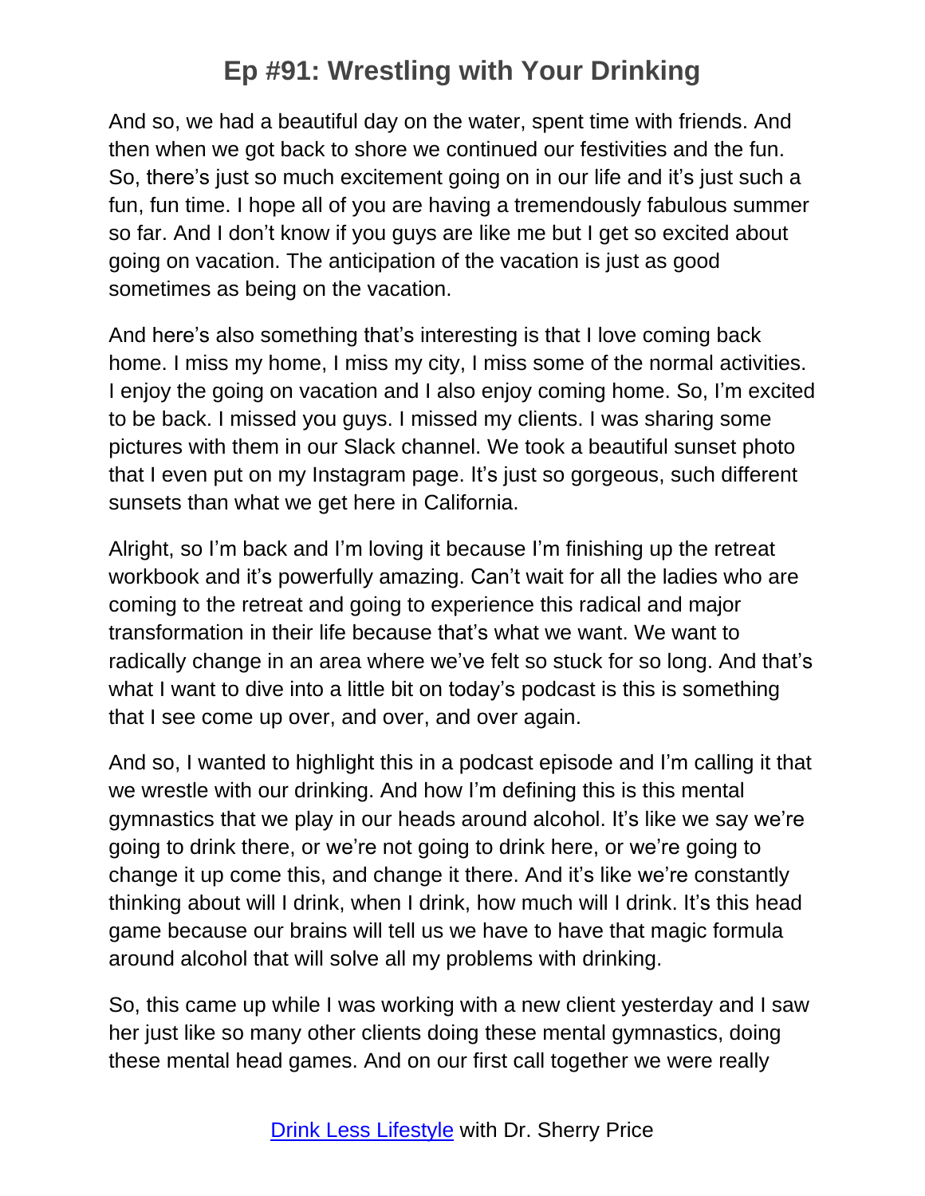And so, we had a beautiful day on the water, spent time with friends. And then when we got back to shore we continued our festivities and the fun. So, there's just so much excitement going on in our life and it's just such a fun, fun time. I hope all of you are having a tremendously fabulous summer so far. And I don't know if you guys are like me but I get so excited about going on vacation. The anticipation of the vacation is just as good sometimes as being on the vacation.

And here's also something that's interesting is that I love coming back home. I miss my home, I miss my city, I miss some of the normal activities. I enjoy the going on vacation and I also enjoy coming home. So, I'm excited to be back. I missed you guys. I missed my clients. I was sharing some pictures with them in our Slack channel. We took a beautiful sunset photo that I even put on my Instagram page. It's just so gorgeous, such different sunsets than what we get here in California.

Alright, so I'm back and I'm loving it because I'm finishing up the retreat workbook and it's powerfully amazing. Can't wait for all the ladies who are coming to the retreat and going to experience this radical and major transformation in their life because that's what we want. We want to radically change in an area where we've felt so stuck for so long. And that's what I want to dive into a little bit on today's podcast is this is something that I see come up over, and over, and over again.

And so, I wanted to highlight this in a podcast episode and I'm calling it that we wrestle with our drinking. And how I'm defining this is this mental gymnastics that we play in our heads around alcohol. It's like we say we're going to drink there, or we're not going to drink here, or we're going to change it up come this, and change it there. And it's like we're constantly thinking about will I drink, when I drink, how much will I drink. It's this head game because our brains will tell us we have to have that magic formula around alcohol that will solve all my problems with drinking.

So, this came up while I was working with a new client yesterday and I saw her just like so many other clients doing these mental gymnastics, doing these mental head games. And on our first call together we were really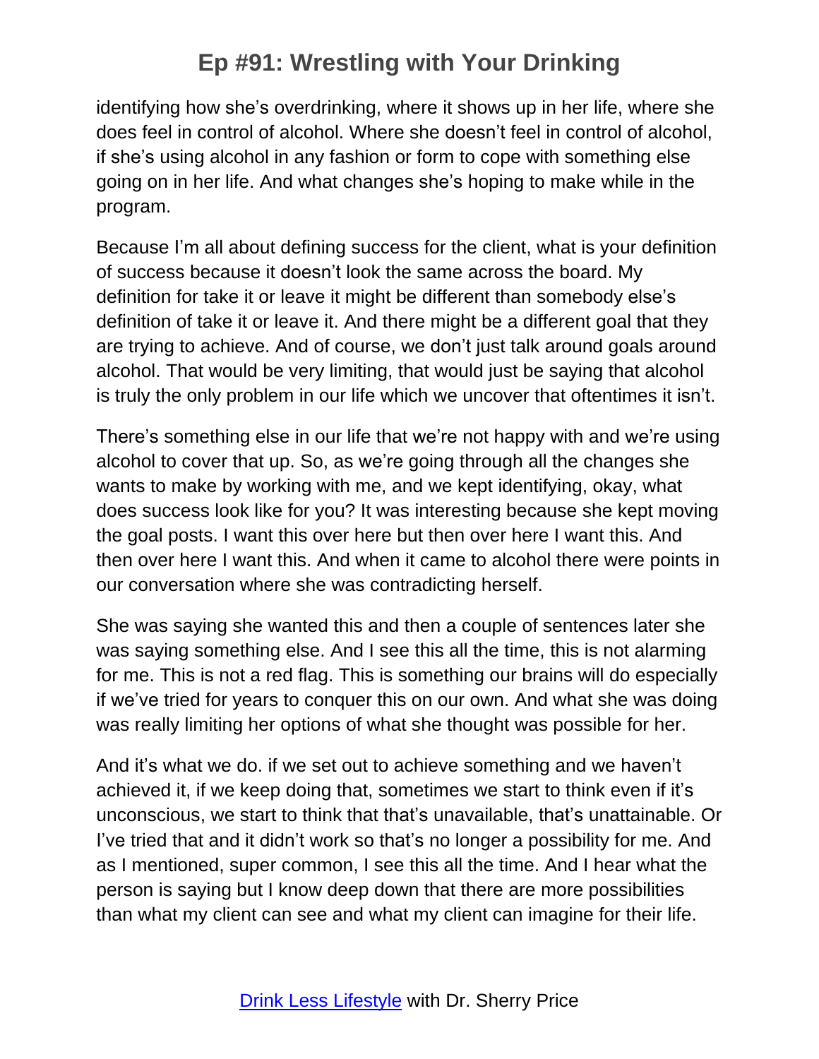identifying how she's overdrinking, where it shows up in her life, where she does feel in control of alcohol. Where she doesn't feel in control of alcohol, if she's using alcohol in any fashion or form to cope with something else going on in her life. And what changes she's hoping to make while in the program.

Because I'm all about defining success for the client, what is your definition of success because it doesn't look the same across the board. My definition for take it or leave it might be different than somebody else's definition of take it or leave it. And there might be a different goal that they are trying to achieve. And of course, we don't just talk around goals around alcohol. That would be very limiting, that would just be saying that alcohol is truly the only problem in our life which we uncover that oftentimes it isn't.

There's something else in our life that we're not happy with and we're using alcohol to cover that up. So, as we're going through all the changes she wants to make by working with me, and we kept identifying, okay, what does success look like for you? It was interesting because she kept moving the goal posts. I want this over here but then over here I want this. And then over here I want this. And when it came to alcohol there were points in our conversation where she was contradicting herself.

She was saying she wanted this and then a couple of sentences later she was saying something else. And I see this all the time, this is not alarming for me. This is not a red flag. This is something our brains will do especially if we've tried for years to conquer this on our own. And what she was doing was really limiting her options of what she thought was possible for her.

And it's what we do. if we set out to achieve something and we haven't achieved it, if we keep doing that, sometimes we start to think even if it's unconscious, we start to think that that's unavailable, that's unattainable. Or I've tried that and it didn't work so that's no longer a possibility for me. And as I mentioned, super common, I see this all the time. And I hear what the person is saying but I know deep down that there are more possibilities than what my client can see and what my client can imagine for their life.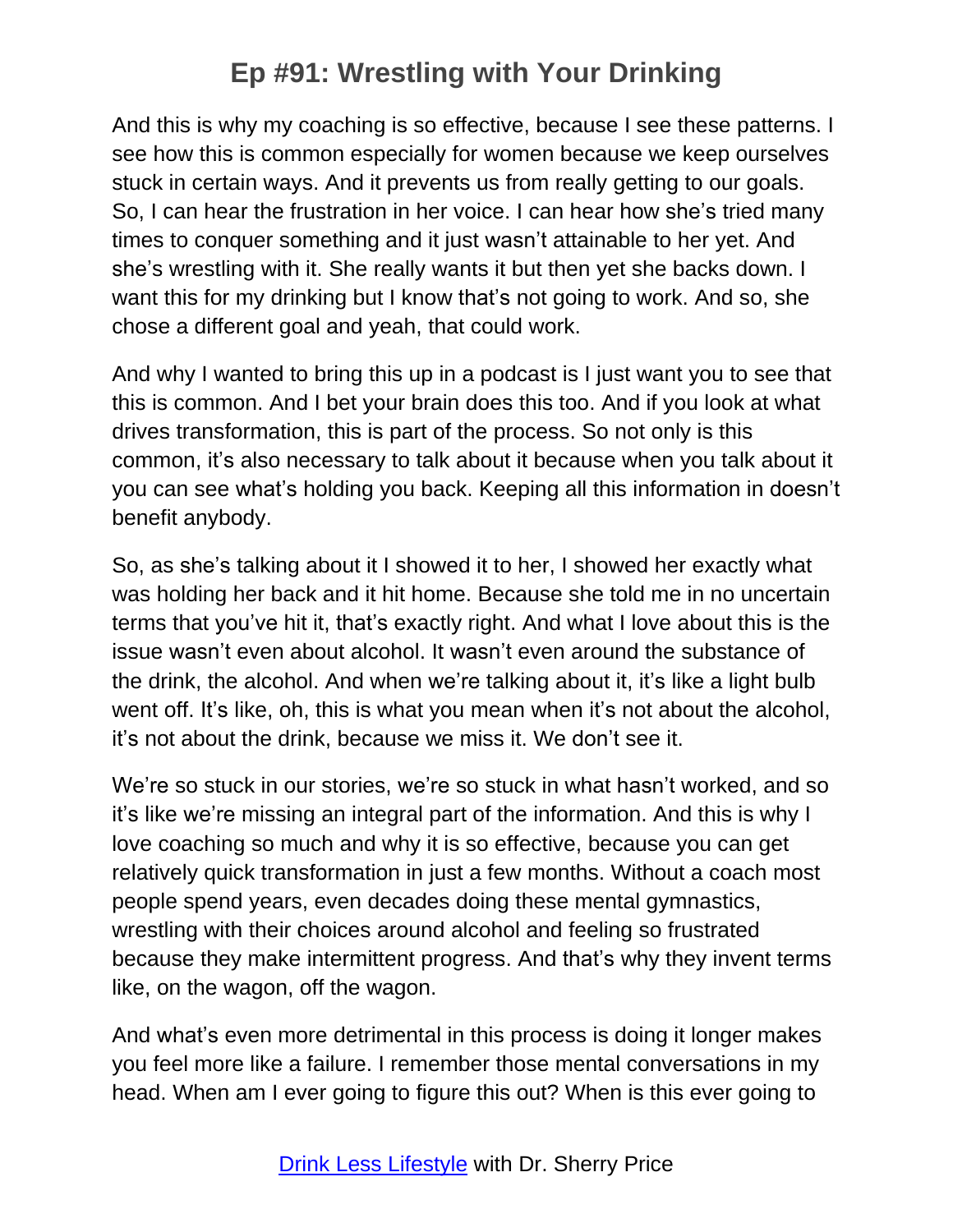And this is why my coaching is so effective, because I see these patterns. I see how this is common especially for women because we keep ourselves stuck in certain ways. And it prevents us from really getting to our goals. So, I can hear the frustration in her voice. I can hear how she's tried many times to conquer something and it just wasn't attainable to her yet. And she's wrestling with it. She really wants it but then yet she backs down. I want this for my drinking but I know that's not going to work. And so, she chose a different goal and yeah, that could work.

And why I wanted to bring this up in a podcast is I just want you to see that this is common. And I bet your brain does this too. And if you look at what drives transformation, this is part of the process. So not only is this common, it's also necessary to talk about it because when you talk about it you can see what's holding you back. Keeping all this information in doesn't benefit anybody.

So, as she's talking about it I showed it to her, I showed her exactly what was holding her back and it hit home. Because she told me in no uncertain terms that you've hit it, that's exactly right. And what I love about this is the issue wasn't even about alcohol. It wasn't even around the substance of the drink, the alcohol. And when we're talking about it, it's like a light bulb went off. It's like, oh, this is what you mean when it's not about the alcohol, it's not about the drink, because we miss it. We don't see it.

We're so stuck in our stories, we're so stuck in what hasn't worked, and so it's like we're missing an integral part of the information. And this is why I love coaching so much and why it is so effective, because you can get relatively quick transformation in just a few months. Without a coach most people spend years, even decades doing these mental gymnastics, wrestling with their choices around alcohol and feeling so frustrated because they make intermittent progress. And that's why they invent terms like, on the wagon, off the wagon.

And what's even more detrimental in this process is doing it longer makes you feel more like a failure. I remember those mental conversations in my head. When am I ever going to figure this out? When is this ever going to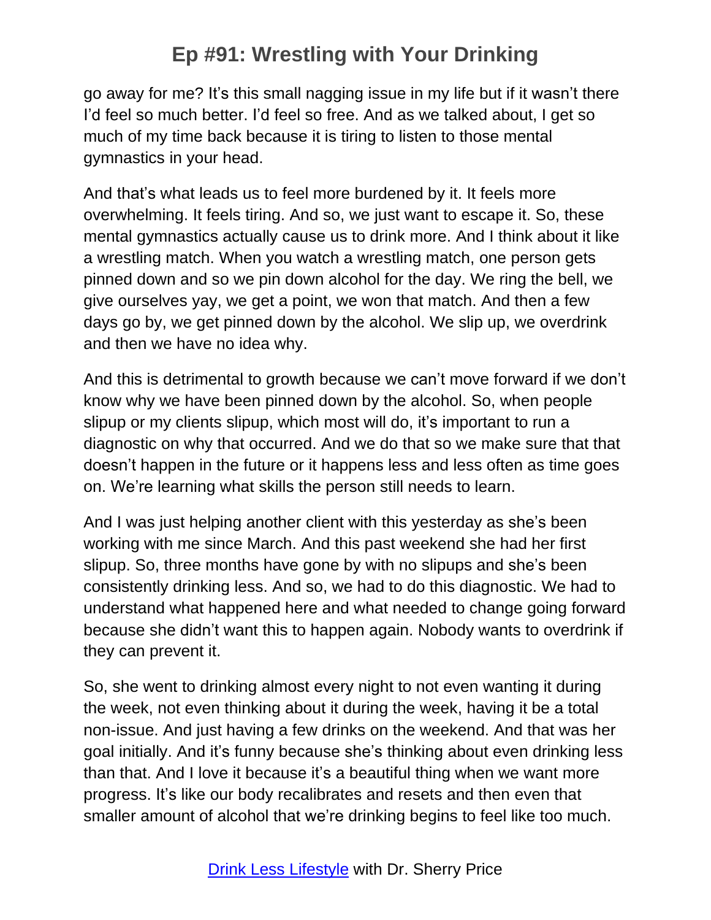go away for me? It's this small nagging issue in my life but if it wasn't there I'd feel so much better. I'd feel so free. And as we talked about, I get so much of my time back because it is tiring to listen to those mental gymnastics in your head.

And that's what leads us to feel more burdened by it. It feels more overwhelming. It feels tiring. And so, we just want to escape it. So, these mental gymnastics actually cause us to drink more. And I think about it like a wrestling match. When you watch a wrestling match, one person gets pinned down and so we pin down alcohol for the day. We ring the bell, we give ourselves yay, we get a point, we won that match. And then a few days go by, we get pinned down by the alcohol. We slip up, we overdrink and then we have no idea why.

And this is detrimental to growth because we can't move forward if we don't know why we have been pinned down by the alcohol. So, when people slipup or my clients slipup, which most will do, it's important to run a diagnostic on why that occurred. And we do that so we make sure that that doesn't happen in the future or it happens less and less often as time goes on. We're learning what skills the person still needs to learn.

And I was just helping another client with this yesterday as she's been working with me since March. And this past weekend she had her first slipup. So, three months have gone by with no slipups and she's been consistently drinking less. And so, we had to do this diagnostic. We had to understand what happened here and what needed to change going forward because she didn't want this to happen again. Nobody wants to overdrink if they can prevent it.

So, she went to drinking almost every night to not even wanting it during the week, not even thinking about it during the week, having it be a total non-issue. And just having a few drinks on the weekend. And that was her goal initially. And it's funny because she's thinking about even drinking less than that. And I love it because it's a beautiful thing when we want more progress. It's like our body recalibrates and resets and then even that smaller amount of alcohol that we're drinking begins to feel like too much.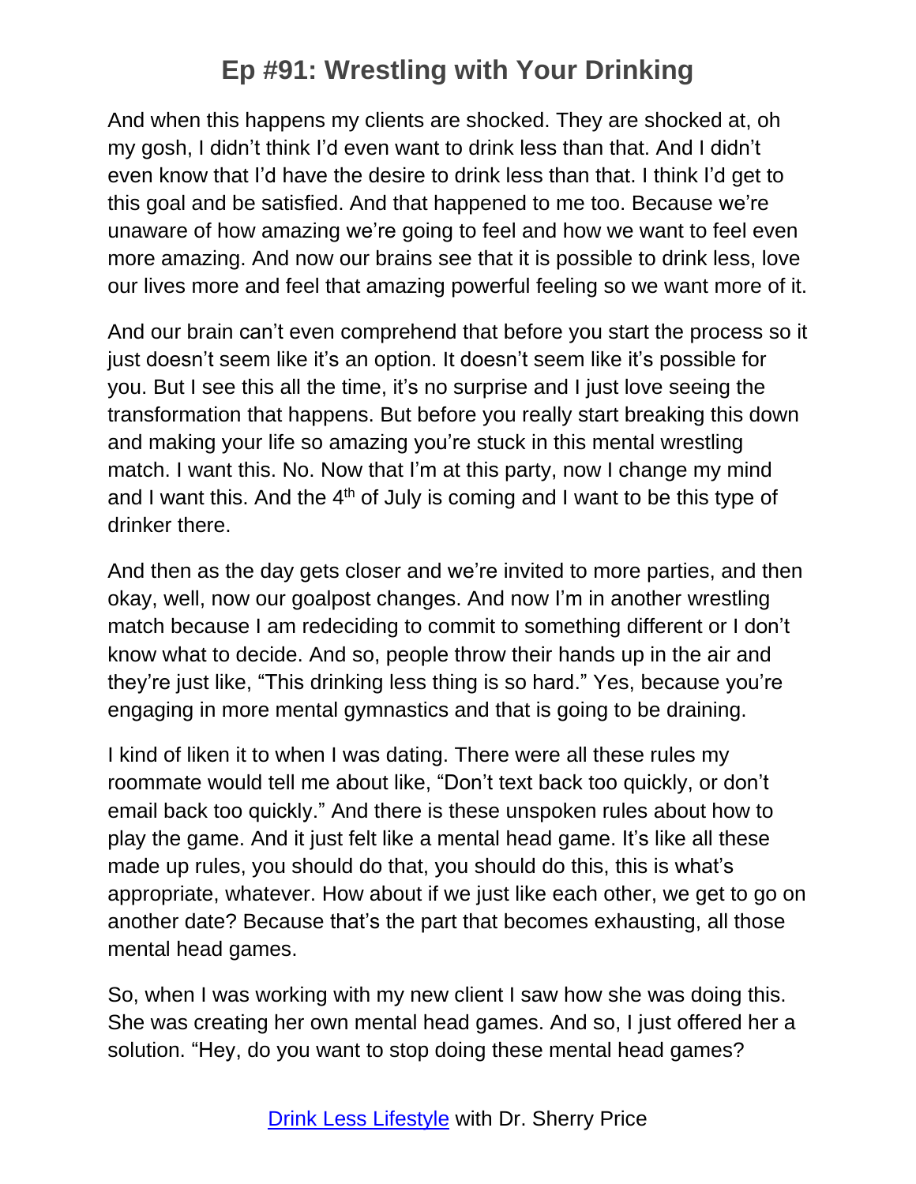And when this happens my clients are shocked. They are shocked at, oh my gosh, I didn't think I'd even want to drink less than that. And I didn't even know that I'd have the desire to drink less than that. I think I'd get to this goal and be satisfied. And that happened to me too. Because we're unaware of how amazing we're going to feel and how we want to feel even more amazing. And now our brains see that it is possible to drink less, love our lives more and feel that amazing powerful feeling so we want more of it.

And our brain can't even comprehend that before you start the process so it just doesn't seem like it's an option. It doesn't seem like it's possible for you. But I see this all the time, it's no surprise and I just love seeing the transformation that happens. But before you really start breaking this down and making your life so amazing you're stuck in this mental wrestling match. I want this. No. Now that I'm at this party, now I change my mind and I want this. And the 4th of July is coming and I want to be this type of drinker there.

And then as the day gets closer and we're invited to more parties, and then okay, well, now our goalpost changes. And now I'm in another wrestling match because I am redeciding to commit to something different or I don't know what to decide. And so, people throw their hands up in the air and they're just like, "This drinking less thing is so hard." Yes, because you're engaging in more mental gymnastics and that is going to be draining.

I kind of liken it to when I was dating. There were all these rules my roommate would tell me about like, "Don't text back too quickly, or don't email back too quickly." And there is these unspoken rules about how to play the game. And it just felt like a mental head game. It's like all these made up rules, you should do that, you should do this, this is what's appropriate, whatever. How about if we just like each other, we get to go on another date? Because that's the part that becomes exhausting, all those mental head games.

So, when I was working with my new client I saw how she was doing this. She was creating her own mental head games. And so, I just offered her a solution. "Hey, do you want to stop doing these mental head games?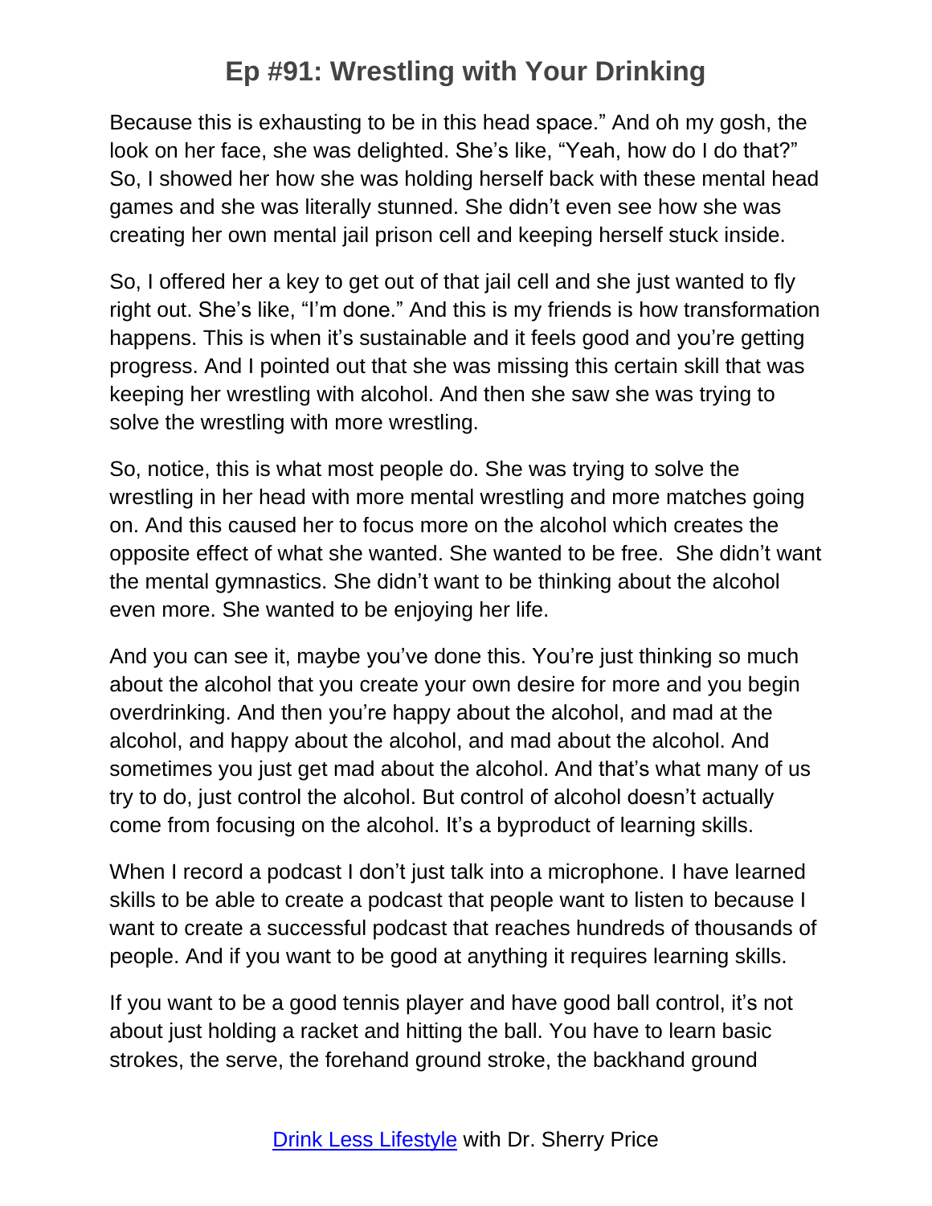Because this is exhausting to be in this head space." And oh my gosh, the look on her face, she was delighted. She's like, "Yeah, how do I do that?" So, I showed her how she was holding herself back with these mental head games and she was literally stunned. She didn't even see how she was creating her own mental jail prison cell and keeping herself stuck inside.

So, I offered her a key to get out of that jail cell and she just wanted to fly right out. She's like, "I'm done." And this is my friends is how transformation happens. This is when it's sustainable and it feels good and you're getting progress. And I pointed out that she was missing this certain skill that was keeping her wrestling with alcohol. And then she saw she was trying to solve the wrestling with more wrestling.

So, notice, this is what most people do. She was trying to solve the wrestling in her head with more mental wrestling and more matches going on. And this caused her to focus more on the alcohol which creates the opposite effect of what she wanted. She wanted to be free. She didn't want the mental gymnastics. She didn't want to be thinking about the alcohol even more. She wanted to be enjoying her life.

And you can see it, maybe you've done this. You're just thinking so much about the alcohol that you create your own desire for more and you begin overdrinking. And then you're happy about the alcohol, and mad at the alcohol, and happy about the alcohol, and mad about the alcohol. And sometimes you just get mad about the alcohol. And that's what many of us try to do, just control the alcohol. But control of alcohol doesn't actually come from focusing on the alcohol. It's a byproduct of learning skills.

When I record a podcast I don't just talk into a microphone. I have learned skills to be able to create a podcast that people want to listen to because I want to create a successful podcast that reaches hundreds of thousands of people. And if you want to be good at anything it requires learning skills.

If you want to be a good tennis player and have good ball control, it's not about just holding a racket and hitting the ball. You have to learn basic strokes, the serve, the forehand ground stroke, the backhand ground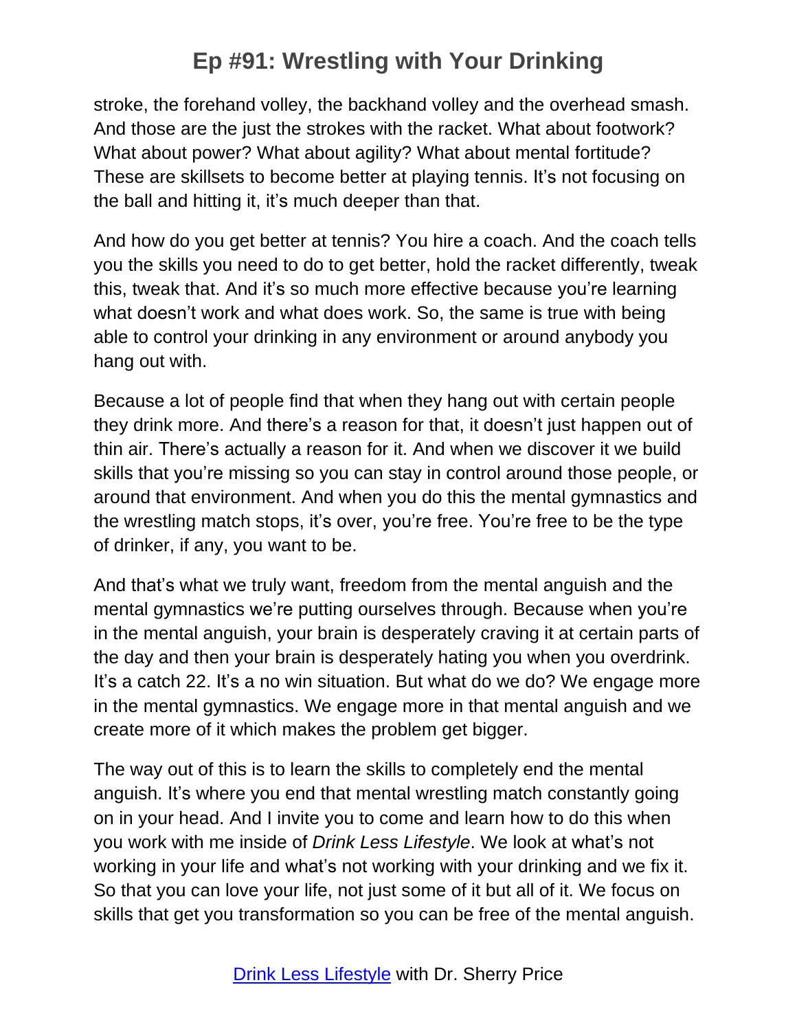stroke, the forehand volley, the backhand volley and the overhead smash. And those are the just the strokes with the racket. What about footwork? What about power? What about agility? What about mental fortitude? These are skillsets to become better at playing tennis. It's not focusing on the ball and hitting it, it's much deeper than that.

And how do you get better at tennis? You hire a coach. And the coach tells you the skills you need to do to get better, hold the racket differently, tweak this, tweak that. And it's so much more effective because you're learning what doesn't work and what does work. So, the same is true with being able to control your drinking in any environment or around anybody you hang out with.

Because a lot of people find that when they hang out with certain people they drink more. And there's a reason for that, it doesn't just happen out of thin air. There's actually a reason for it. And when we discover it we build skills that you're missing so you can stay in control around those people, or around that environment. And when you do this the mental gymnastics and the wrestling match stops, it's over, you're free. You're free to be the type of drinker, if any, you want to be.

And that's what we truly want, freedom from the mental anguish and the mental gymnastics we're putting ourselves through. Because when you're in the mental anguish, your brain is desperately craving it at certain parts of the day and then your brain is desperately hating you when you overdrink. It's a catch 22. It's a no win situation. But what do we do? We engage more in the mental gymnastics. We engage more in that mental anguish and we create more of it which makes the problem get bigger.

The way out of this is to learn the skills to completely end the mental anguish. It's where you end that mental wrestling match constantly going on in your head. And I invite you to come and learn how to do this when you work with me inside of *Drink Less Lifestyle*. We look at what's not working in your life and what's not working with your drinking and we fix it. So that you can love your life, not just some of it but all of it. We focus on skills that get you transformation so you can be free of the mental anguish.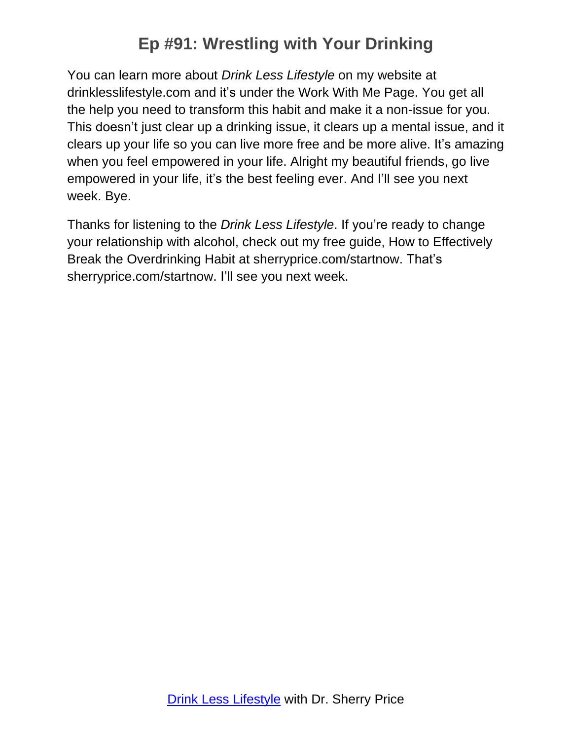You can learn more about *Drink Less Lifestyle* on my website at drinklesslifestyle.com and it's under the Work With Me Page. You get all the help you need to transform this habit and make it a non-issue for you. This doesn't just clear up a drinking issue, it clears up a mental issue, and it clears up your life so you can live more free and be more alive. It's amazing when you feel empowered in your life. Alright my beautiful friends, go live empowered in your life, it's the best feeling ever. And I'll see you next week. Bye.

Thanks for listening to the *Drink Less Lifestyle*. If you're ready to change your relationship with alcohol, check out my free guide, How to Effectively Break the Overdrinking Habit at sherryprice.com/startnow. That's sherryprice.com/startnow. I'll see you next week.